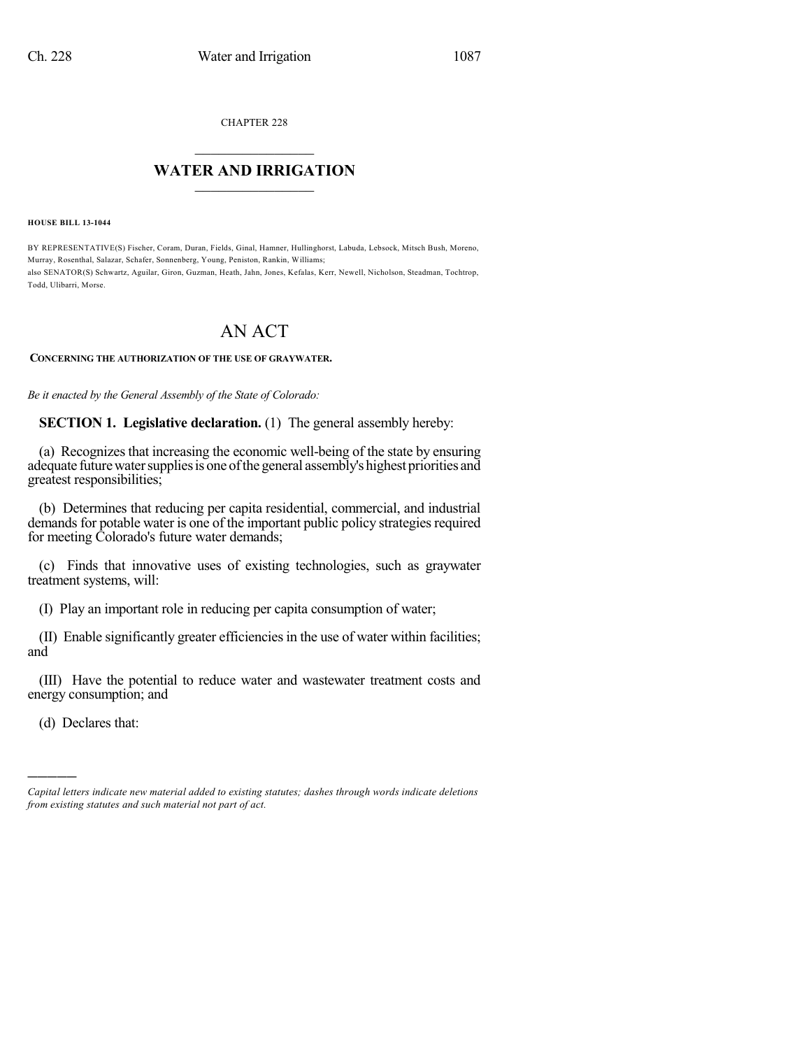CHAPTER 228

# WATER AND IRRIGATION

**HOUSE BILL 13-1044**

BY REPRESENTATIVE(S) Fischer, Coram, Duran, Fields, Ginal, Hamner, Hullinghorst, Labuda, Lebsock, Mitsch Bush, Moreno, Murray, Rosenthal, Salazar, Schafer, Sonnenberg, Young, Peniston, Rankin, Williams;
also SENATOR(S) Schwartz, Aguilar, Giron, Guzman, Heath, Jahn, Jones, Kefalas, Kerr, Newell, Nicholson, Steadman, Tochtrop, Todd, Ulibarri, Morse.

# AN ACT

**CONCERNING THE AUTHORIZATION OF THE USE OF GRAYWATER.**

*Be it enacted by the General Assembly of the State of Colorado:*

**SECTION 1. Legislative declaration.** (1) The general assembly hereby:

(a) Recognizes that increasing the economic well-being of the state by ensuring adequate future water supplies is one of the general assembly's highest priorities and greatest responsibilities;

(b) Determines that reducing per capita residential, commercial, and industrial demands for potable water is one of the important public policy strategies required for meeting Colorado's future water demands;

(c) Finds that innovative uses of existing technologies, such as graywater treatment systems, will:

(I) Play an important role in reducing per capita consumption of water;

(II) Enable significantly greater efficiencies in the use of water within facilities; and

(III) Have the potential to reduce water and wastewater treatment costs and energy consumption; and

(d) Declares that:

*Capital letters indicate new material added to existing statutes; dashes through words indicate deletions from existing statutes and such material not part of act.*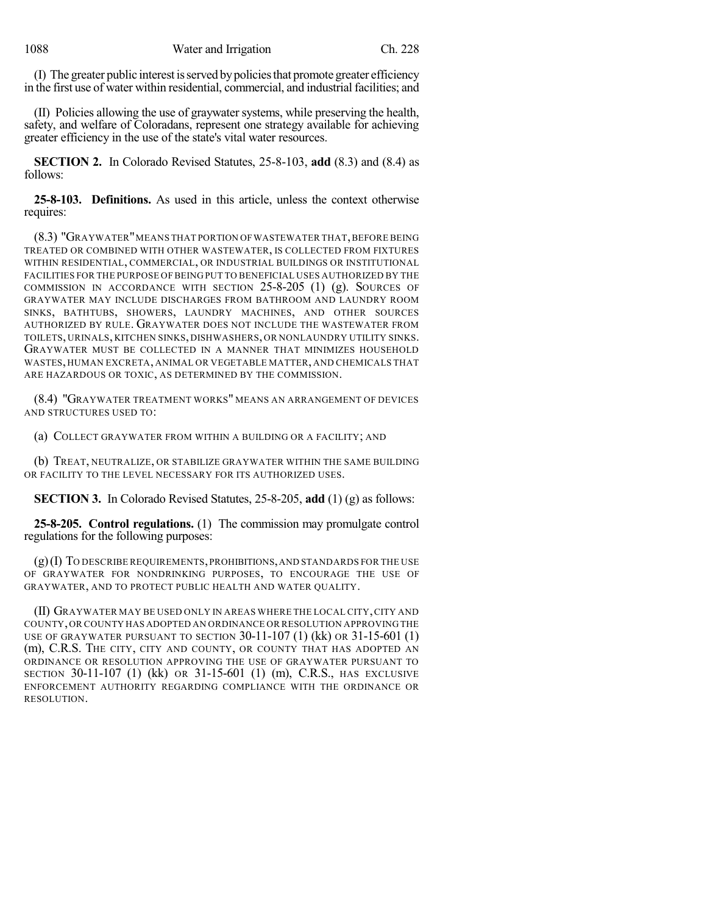(I) The greater public interest is served by policies that promote greater efficiency in the first use of water within residential, commercial, and industrial facilities; and

(II) Policies allowing the use of graywater systems, while preserving the health, safety, and welfare of Coloradans, represent one strategy available for achieving greater efficiency in the use of the state's vital water resources.

**SECTION 2.** In Colorado Revised Statutes, 25-8-103, **add** (8.3) and (8.4) as follows:

**25-8-103. Definitions.** As used in this article, unless the context otherwise requires:

(8.3) "GRAYWATER" MEANS THAT PORTION OF WASTEWATER THAT, BEFORE BEING TREATED OR COMBINED WITH OTHER WASTEWATER, IS COLLECTED FROM FIXTURES WITHIN RESIDENTIAL, COMMERCIAL, OR INDUSTRIAL BUILDINGS OR INSTITUTIONAL FACILITIES FOR THE PURPOSE OF BEING PUT TO BENEFICIAL USES AUTHORIZED BY THE COMMISSION IN ACCORDANCE WITH SECTION 25-8-205 (1) (g). SOURCES OF GRAYWATER MAY INCLUDE DISCHARGES FROM BATHROOM AND LAUNDRY ROOM SINKS, BATHTUBS, SHOWERS, LAUNDRY MACHINES, AND OTHER SOURCES AUTHORIZED BY RULE. GRAYWATER DOES NOT INCLUDE THE WASTEWATER FROM TOILETS, URINALS, KITCHEN SINKS, DISHWASHERS, OR NONLAUNDRY UTILITY SINKS. GRAYWATER MUST BE COLLECTED IN A MANNER THAT MINIMIZES HOUSEHOLD WASTES, HUMAN EXCRETA, ANIMAL OR VEGETABLE MATTER, AND CHEMICALS THAT ARE HAZARDOUS OR TOXIC, AS DETERMINED BY THE COMMISSION.

(8.4) "GRAYWATER TREATMENT WORKS" MEANS AN ARRANGEMENT OF DEVICES AND STRUCTURES USED TO:

(a) COLLECT GRAYWATER FROM WITHIN A BUILDING OR A FACILITY; AND

(b) TREAT, NEUTRALIZE, OR STABILIZE GRAYWATER WITHIN THE SAME BUILDING OR FACILITY TO THE LEVEL NECESSARY FOR ITS AUTHORIZED USES.

**SECTION 3.** In Colorado Revised Statutes, 25-8-205, **add** (1) (g) as follows:

**25-8-205. Control regulations.** (1) The commission may promulgate control regulations for the following purposes:

(g) (I) TO DESCRIBE REQUIREMENTS, PROHIBITIONS, AND STANDARDS FOR THE USE OF GRAYWATER FOR NONDRINKING PURPOSES, TO ENCOURAGE THE USE OF GRAYWATER, AND TO PROTECT PUBLIC HEALTH AND WATER QUALITY.

(II) GRAYWATER MAY BE USED ONLY IN AREAS WHERE THE LOCAL CITY, CITY AND COUNTY, OR COUNTY HAS ADOPTED AN ORDINANCE OR RESOLUTION APPROVING THE USE OF GRAYWATER PURSUANT TO SECTION 30-11-107 (1) (kk) OR 31-15-601 (1) (m), C.R.S. THE CITY, CITY AND COUNTY, OR COUNTY THAT HAS ADOPTED AN ORDINANCE OR RESOLUTION APPROVING THE USE OF GRAYWATER PURSUANT TO SECTION 30-11-107 (1) (kk) OR 31-15-601 (1) (m), C.R.S., HAS EXCLUSIVE ENFORCEMENT AUTHORITY REGARDING COMPLIANCE WITH THE ORDINANCE OR RESOLUTION.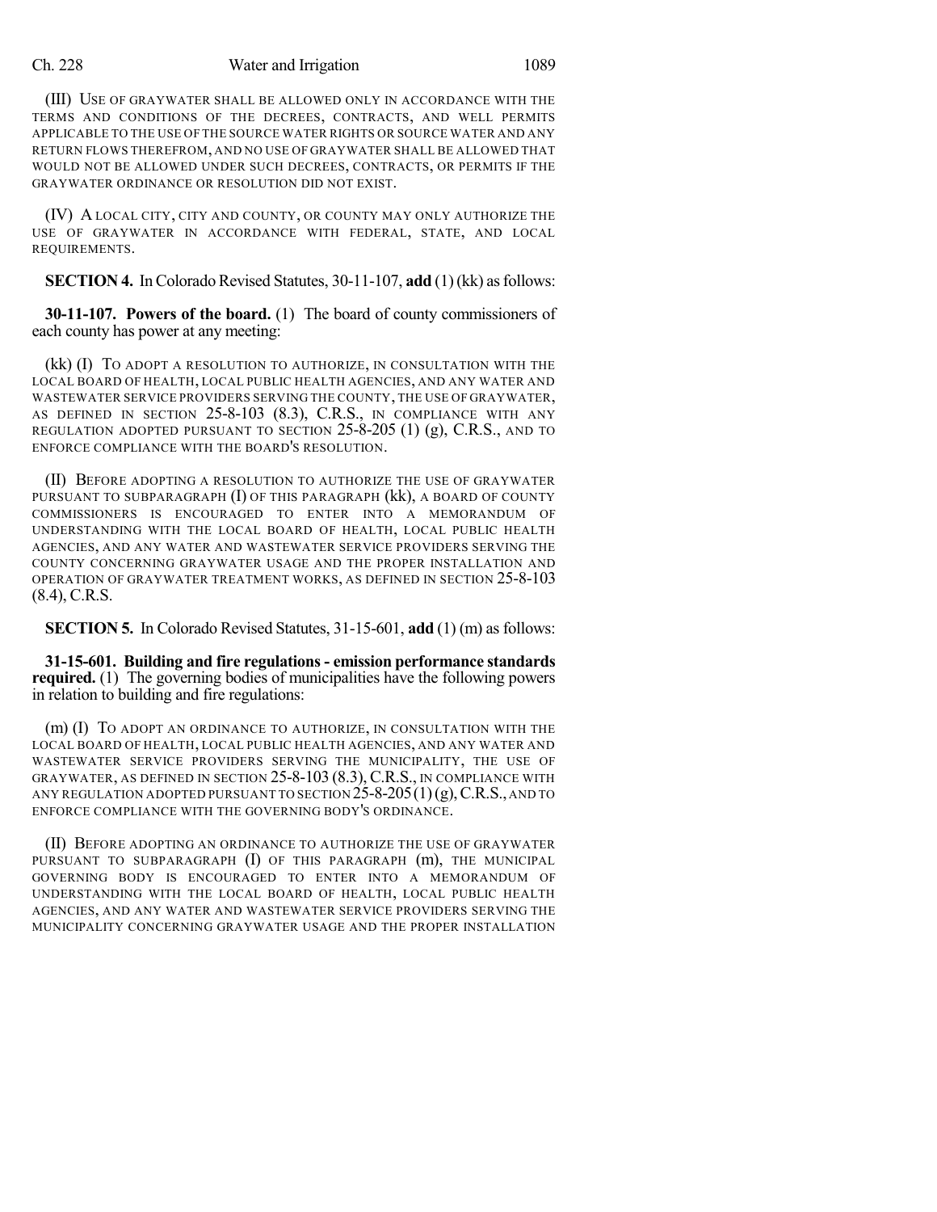(III) USE OF GRAYWATER SHALL BE ALLOWED ONLY IN ACCORDANCE WITH THE TERMS AND CONDITIONS OF THE DECREES, CONTRACTS, AND WELL PERMITS APPLICABLE TO THE USE OF THE SOURCE WATER RIGHTS OR SOURCE WATER AND ANY RETURN FLOWS THEREFROM, AND NO USE OF GRAYWATER SHALL BE ALLOWED THAT WOULD NOT BE ALLOWED UNDER SUCH DECREES, CONTRACTS, OR PERMITS IF THE GRAYWATER ORDINANCE OR RESOLUTION DID NOT EXIST.

(IV) A LOCAL CITY, CITY AND COUNTY, OR COUNTY MAY ONLY AUTHORIZE THE USE OF GRAYWATER IN ACCORDANCE WITH FEDERAL, STATE, AND LOCAL REQUIREMENTS.

**SECTION 4.** In Colorado Revised Statutes, 30-11-107, **add** (1) (kk) as follows:

**30-11-107. Powers of the board.** (1) The board of county commissioners of each county has power at any meeting:

(kk) (I) TO ADOPT A RESOLUTION TO AUTHORIZE, IN CONSULTATION WITH THE LOCAL BOARD OF HEALTH, LOCAL PUBLIC HEALTH AGENCIES, AND ANY WATER AND WASTEWATER SERVICE PROVIDERS SERVING THE COUNTY, THE USE OF GRAYWATER, AS DEFINED IN SECTION 25-8-103 (8.3), C.R.S., IN COMPLIANCE WITH ANY REGULATION ADOPTED PURSUANT TO SECTION 25-8-205 (1) (g), C.R.S., AND TO ENFORCE COMPLIANCE WITH THE BOARD'S RESOLUTION.

(II) BEFORE ADOPTING A RESOLUTION TO AUTHORIZE THE USE OF GRAYWATER PURSUANT TO SUBPARAGRAPH (I) OF THIS PARAGRAPH (kk), A BOARD OF COUNTY COMMISSIONERS IS ENCOURAGED TO ENTER INTO A MEMORANDUM OF UNDERSTANDING WITH THE LOCAL BOARD OF HEALTH, LOCAL PUBLIC HEALTH AGENCIES, AND ANY WATER AND WASTEWATER SERVICE PROVIDERS SERVING THE COUNTY CONCERNING GRAYWATER USAGE AND THE PROPER INSTALLATION AND OPERATION OF GRAYWATER TREATMENT WORKS, AS DEFINED IN SECTION 25-8-103 (8.4), C.R.S.

**SECTION 5.** In Colorado Revised Statutes, 31-15-601, **add** (1) (m) as follows:

**31-15-601. Building and fire regulations - emission performance standards required.** (1) The governing bodies of municipalities have the following powers in relation to building and fire regulations:

(m) (I) TO ADOPT AN ORDINANCE TO AUTHORIZE, IN CONSULTATION WITH THE LOCAL BOARD OF HEALTH, LOCAL PUBLIC HEALTH AGENCIES, AND ANY WATER AND WASTEWATER SERVICE PROVIDERS SERVING THE MUNICIPALITY, THE USE OF GRAYWATER, AS DEFINED IN SECTION 25-8-103 (8.3), C.R.S., IN COMPLIANCE WITH ANY REGULATION ADOPTED PURSUANT TO SECTION 25-8-205 (1) (g), C.R.S., AND TO ENFORCE COMPLIANCE WITH THE GOVERNING BODY'S ORDINANCE.

(II) BEFORE ADOPTING AN ORDINANCE TO AUTHORIZE THE USE OF GRAYWATER PURSUANT TO SUBPARAGRAPH (I) OF THIS PARAGRAPH (m), THE MUNICIPAL GOVERNING BODY IS ENCOURAGED TO ENTER INTO A MEMORANDUM OF UNDERSTANDING WITH THE LOCAL BOARD OF HEALTH, LOCAL PUBLIC HEALTH AGENCIES, AND ANY WATER AND WASTEWATER SERVICE PROVIDERS SERVING THE MUNICIPALITY CONCERNING GRAYWATER USAGE AND THE PROPER INSTALLATION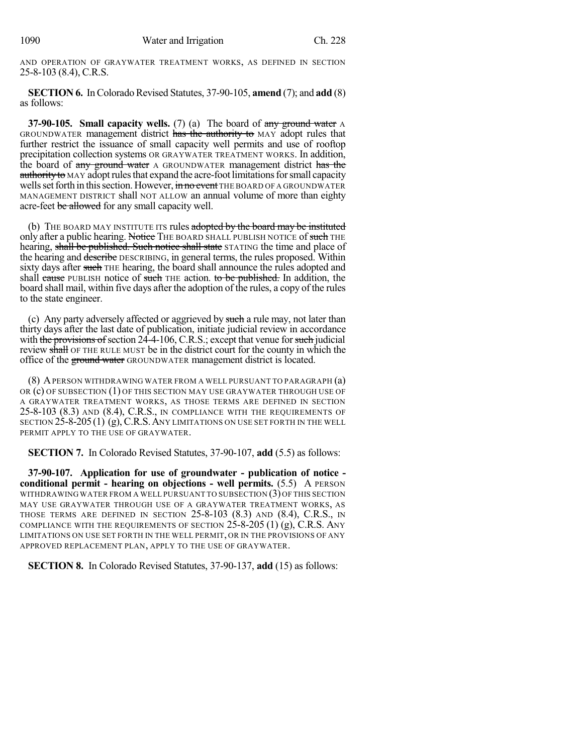AND OPERATION OF GRAYWATER TREATMENT WORKS, AS DEFINED IN SECTION 25-8-103 (8.4), C.R.S.

**SECTION 6.** In Colorado Revised Statutes, 37-90-105, **amend** (7); and **add** (8) as follows:

**37-90-105. Small capacity wells.** (7) (a) The board of ~~any ground water~~ A GROUNDWATER management district ~~has the authority to~~ MAY adopt rules that further restrict the issuance of small capacity well permits and use of rooftop precipitation collection systems OR GRAYWATER TREATMENT WORKS. In addition, the board of ~~any ground water~~ A GROUNDWATER management district ~~has the authority to~~ MAY adopt rules that expand the acre-foot limitations for small capacity wells set forth in this section. However, ~~in no event~~ THE BOARD OF A GROUNDWATER MANAGEMENT DISTRICT shall NOT ALLOW an annual volume of more than eighty acre-feet ~~be allowed~~ for any small capacity well.

(b) THE BOARD MAY INSTITUTE ITS rules ~~adopted by the board may be instituted~~ only after a public hearing. ~~Notice~~ THE BOARD SHALL PUBLISH NOTICE of ~~such~~ THE hearing, ~~shall be published. Such notice shall state~~ STATING the time and place of the hearing and ~~describe~~ DESCRIBING, in general terms, the rules proposed. Within sixty days after ~~such~~ THE hearing, the board shall announce the rules adopted and shall ~~cause~~ PUBLISH notice of ~~such~~ THE action. ~~to be published.~~ In addition, the board shall mail, within five days after the adoption of the rules, a copy of the rules to the state engineer.

(c) Any party adversely affected or aggrieved by ~~such~~ a rule may, not later than thirty days after the last date of publication, initiate judicial review in accordance with ~~the provisions of~~ section 24-4-106, C.R.S.; except that venue for ~~such~~ judicial review ~~shall~~ OF THE RULE MUST be in the district court for the county in which the office of the ~~ground water~~ GROUNDWATER management district is located.

(8) A PERSON WITHDRAWING WATER FROM A WELL PURSUANT TO PARAGRAPH (a) OR (c) OF SUBSECTION (1) OF THIS SECTION MAY USE GRAYWATER THROUGH USE OF A GRAYWATER TREATMENT WORKS, AS THOSE TERMS ARE DEFINED IN SECTION 25-8-103 (8.3) AND (8.4), C.R.S., IN COMPLIANCE WITH THE REQUIREMENTS OF SECTION 25-8-205 (1) (g), C.R.S. ANY LIMITATIONS ON USE SET FORTH IN THE WELL PERMIT APPLY TO THE USE OF GRAYWATER.

**SECTION 7.** In Colorado Revised Statutes, 37-90-107, **add** (5.5) as follows:

**37-90-107. Application for use of groundwater - publication of notice - conditional permit - hearing on objections - well permits.** (5.5) A PERSON WITHDRAWING WATER FROM A WELL PURSUANT TO SUBSECTION (3) OF THIS SECTION MAY USE GRAYWATER THROUGH USE OF A GRAYWATER TREATMENT WORKS, AS THOSE TERMS ARE DEFINED IN SECTION 25-8-103 (8.3) AND (8.4), C.R.S., IN COMPLIANCE WITH THE REQUIREMENTS OF SECTION 25-8-205 (1) (g), C.R.S. ANY LIMITATIONS ON USE SET FORTH IN THE WELL PERMIT, OR IN THE PROVISIONS OF ANY APPROVED REPLACEMENT PLAN, APPLY TO THE USE OF GRAYWATER.

**SECTION 8.** In Colorado Revised Statutes, 37-90-137, **add** (15) as follows: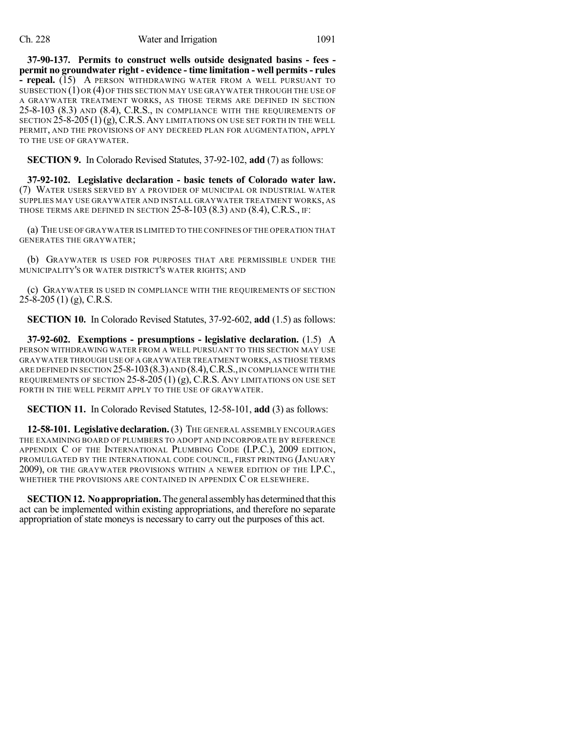**37-90-137. Permits to construct wells outside designated basins - fees - permit no groundwater right - evidence - time limitation - well permits - rules - repeal.** (15) A PERSON WITHDRAWING WATER FROM A WELL PURSUANT TO SUBSECTION (1) OR (4) OF THIS SECTION MAY USE GRAYWATER THROUGH THE USE OF A GRAYWATER TREATMENT WORKS, AS THOSE TERMS ARE DEFINED IN SECTION 25-8-103 (8.3) AND (8.4), C.R.S., IN COMPLIANCE WITH THE REQUIREMENTS OF SECTION 25-8-205 (1) (g), C.R.S. ANY LIMITATIONS ON USE SET FORTH IN THE WELL PERMIT, AND THE PROVISIONS OF ANY DECREED PLAN FOR AUGMENTATION, APPLY TO THE USE OF GRAYWATER.

**SECTION 9.** In Colorado Revised Statutes, 37-92-102, **add** (7) as follows:

**37-92-102. Legislative declaration - basic tenets of Colorado water law.** (7) WATER USERS SERVED BY A PROVIDER OF MUNICIPAL OR INDUSTRIAL WATER SUPPLIES MAY USE GRAYWATER AND INSTALL GRAYWATER TREATMENT WORKS, AS THOSE TERMS ARE DEFINED IN SECTION 25-8-103 (8.3) AND (8.4), C.R.S., IF:

(a) THE USE OF GRAYWATER IS LIMITED TO THE CONFINES OF THE OPERATION THAT GENERATES THE GRAYWATER;

(b) GRAYWATER IS USED FOR PURPOSES THAT ARE PERMISSIBLE UNDER THE MUNICIPALITY'S OR WATER DISTRICT'S WATER RIGHTS; AND

(c) GRAYWATER IS USED IN COMPLIANCE WITH THE REQUIREMENTS OF SECTION 25-8-205 (1) (g), C.R.S.

**SECTION 10.** In Colorado Revised Statutes, 37-92-602, **add** (1.5) as follows:

**37-92-602. Exemptions - presumptions - legislative declaration.** (1.5) A PERSON WITHDRAWING WATER FROM A WELL PURSUANT TO THIS SECTION MAY USE GRAYWATER THROUGH USE OF A GRAYWATER TREATMENT WORKS, AS THOSE TERMS ARE DEFINED IN SECTION 25-8-103 (8.3) AND (8.4), C.R.S., IN COMPLIANCE WITH THE REQUIREMENTS OF SECTION 25-8-205 (1) (g), C.R.S. ANY LIMITATIONS ON USE SET FORTH IN THE WELL PERMIT APPLY TO THE USE OF GRAYWATER.

**SECTION 11.** In Colorado Revised Statutes, 12-58-101, **add** (3) as follows:

**12-58-101. Legislative declaration.** (3) THE GENERAL ASSEMBLY ENCOURAGES THE EXAMINING BOARD OF PLUMBERS TO ADOPT AND INCORPORATE BY REFERENCE APPENDIX C OF THE INTERNATIONAL PLUMBING CODE (I.P.C.), 2009 EDITION, PROMULGATED BY THE INTERNATIONAL CODE COUNCIL, FIRST PRINTING (JANUARY 2009), OR THE GRAYWATER PROVISIONS WITHIN A NEWER EDITION OF THE I.P.C., WHETHER THE PROVISIONS ARE CONTAINED IN APPENDIX C OR ELSEWHERE.

**SECTION 12. No appropriation.** The general assembly has determined that this act can be implemented within existing appropriations, and therefore no separate appropriation of state moneys is necessary to carry out the purposes of this act.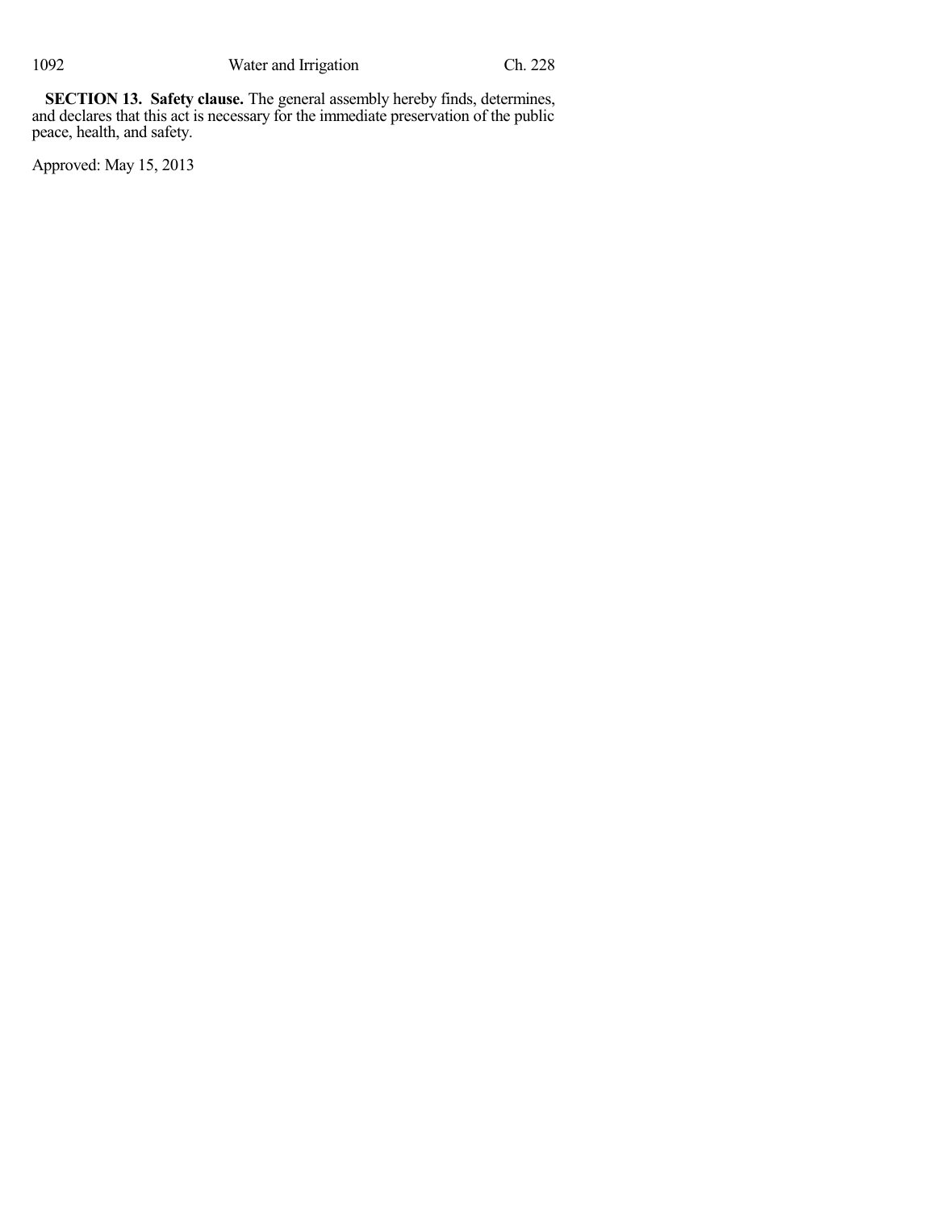**SECTION 13. Safety clause.** The general assembly hereby finds, determines, and declares that this act is necessary for the immediate preservation of the public peace, health, and safety.

Approved: May 15, 2013